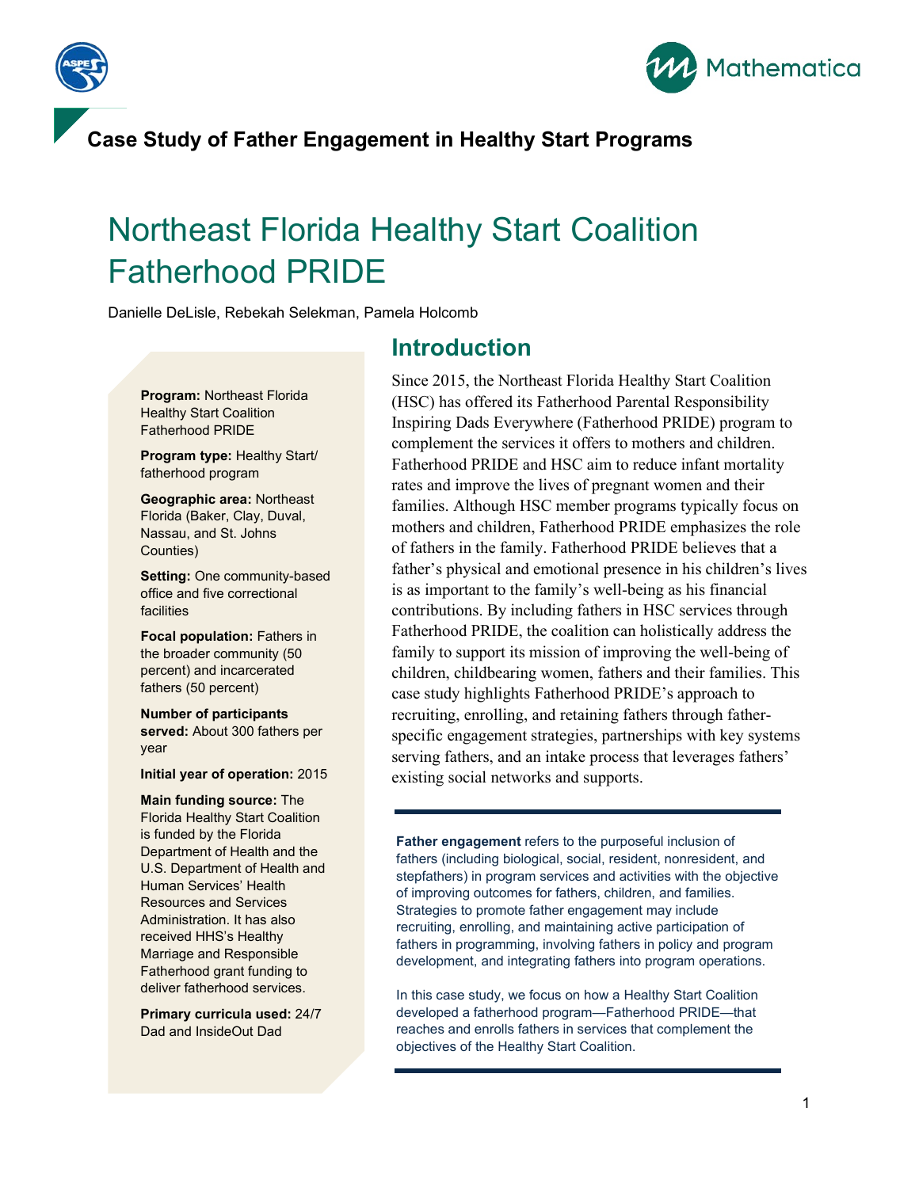**Case Study of Father Engagement in Healthy Start Programs**

# Northeast Florida Healthy Start Coalition Fatherhood PRIDE

Danielle DeLisle, Rebekah Selekman, Pamela Holcomb

**Program:** Northeast Florida Healthy Start Coalition Fatherhood PRIDE

**Program type:** Healthy Start/ fatherhood program

**Geographic area:** Northeast Florida (Baker, Clay, Duval, Nassau, and St. Johns Counties)

**Setting:** One community-based office and five correctional facilities

**Focal population:** Fathers in the broader community (50 percent) and incarcerated fathers (50 percent)

**Number of participants served:** About 300 fathers per year

**Initial year of operation:** 2015

**Main funding source:** The Florida Healthy Start Coalition is funded by the Florida Department of Health and the U.S. Department of Health and Human Services' Health Resources and Services Administration. It has also received HHS's Healthy Marriage and Responsible Fatherhood grant funding to deliver fatherhood services.

**Primary curricula used:** 24/7 Dad and InsideOut Dad

## Introduction

Since 2015, the Northeast Florida Healthy Start Coalition (HSC) has offered its Fatherhood Parental Responsibility Inspiring Dads Everywhere (Fatherhood PRIDE) program to complement the services it offers to mothers and children. Fatherhood PRIDE and HSC aim to reduce infant mortality rates and improve the lives of pregnant women and their families. Although HSC member programs typically focus on mothers and children, Fatherhood PRIDE emphasizes the role of fathers in the family. Fatherhood PRIDE believes that a father's physical and emotional presence in his children's lives is as important to the family's well-being as his financial contributions. By including fathers in HSC services through Fatherhood PRIDE, the coalition can holistically address the family to support its mission of improving the well-being of children, childbearing women, fathers and their families. This case study highlights Fatherhood PRIDE's approach to recruiting, enrolling, and retaining fathers through father-specific engagement strategies, partnerships with key systems serving fathers, and an intake process that leverages fathers' existing social networks and supports.

**Father engagement** refers to the purposeful inclusion of fathers (including biological, social, resident, nonresident, and stepfathers) in program services and activities with the objective of improving outcomes for fathers, children, and families. Strategies to promote father engagement may include recruiting, enrolling, and maintaining active participation of fathers in programming, involving fathers in policy and program development, and integrating fathers into program operations.

In this case study, we focus on how a Healthy Start Coalition developed a fatherhood program—Fatherhood PRIDE—that reaches and enrolls fathers in services that complement the objectives of the Healthy Start Coalition.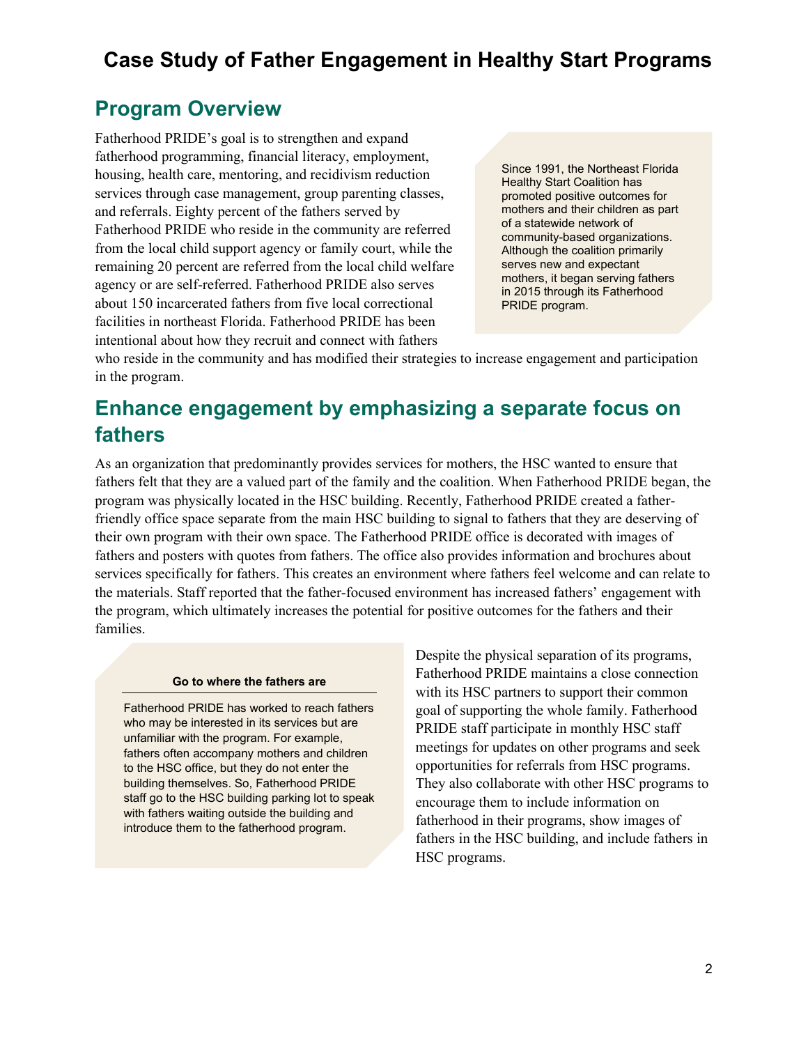# Case Study of Father Engagement in Healthy Start Programs

## Program Overview

Fatherhood PRIDE's goal is to strengthen and expand fatherhood programming, financial literacy, employment, housing, health care, mentoring, and recidivism reduction services through case management, group parenting classes, and referrals. Eighty percent of the fathers served by Fatherhood PRIDE who reside in the community are referred from the local child support agency or family court, while the remaining 20 percent are referred from the local child welfare agency or are self-referred. Fatherhood PRIDE also serves about 150 incarcerated fathers from five local correctional facilities in northeast Florida. Fatherhood PRIDE has been intentional about how they recruit and connect with fathers who reside in the community and has modified their strategies to increase engagement and participation in the program.

> Since 1991, the Northeast Florida Healthy Start Coalition has promoted positive outcomes for mothers and their children as part of a statewide network of community-based organizations. Although the coalition primarily serves new and expectant mothers, it began serving fathers in 2015 through its Fatherhood PRIDE program.

## Enhance engagement by emphasizing a separate focus on fathers

As an organization that predominantly provides services for mothers, the HSC wanted to ensure that fathers felt that they are a valued part of the family and the coalition. When Fatherhood PRIDE began, the program was physically located in the HSC building. Recently, Fatherhood PRIDE created a father-friendly office space separate from the main HSC building to signal to fathers that they are deserving of their own program with their own space. The Fatherhood PRIDE office is decorated with images of fathers and posters with quotes from fathers. The office also provides information and brochures about services specifically for fathers. This creates an environment where fathers feel welcome and can relate to the materials. Staff reported that the father-focused environment has increased fathers' engagement with the program, which ultimately increases the potential for positive outcomes for the fathers and their families.

> **Go to where the fathers are**
>
> Fatherhood PRIDE has worked to reach fathers who may be interested in its services but are unfamiliar with the program. For example, fathers often accompany mothers and children to the HSC office, but they do not enter the building themselves. So, Fatherhood PRIDE staff go to the HSC building parking lot to speak with fathers waiting outside the building and introduce them to the fatherhood program.

Despite the physical separation of its programs, Fatherhood PRIDE maintains a close connection with its HSC partners to support their common goal of supporting the whole family. Fatherhood PRIDE staff participate in monthly HSC staff meetings for updates on other programs and seek opportunities for referrals from HSC programs. They also collaborate with other HSC programs to encourage them to include information on fatherhood in their programs, show images of fathers in the HSC building, and include fathers in HSC programs.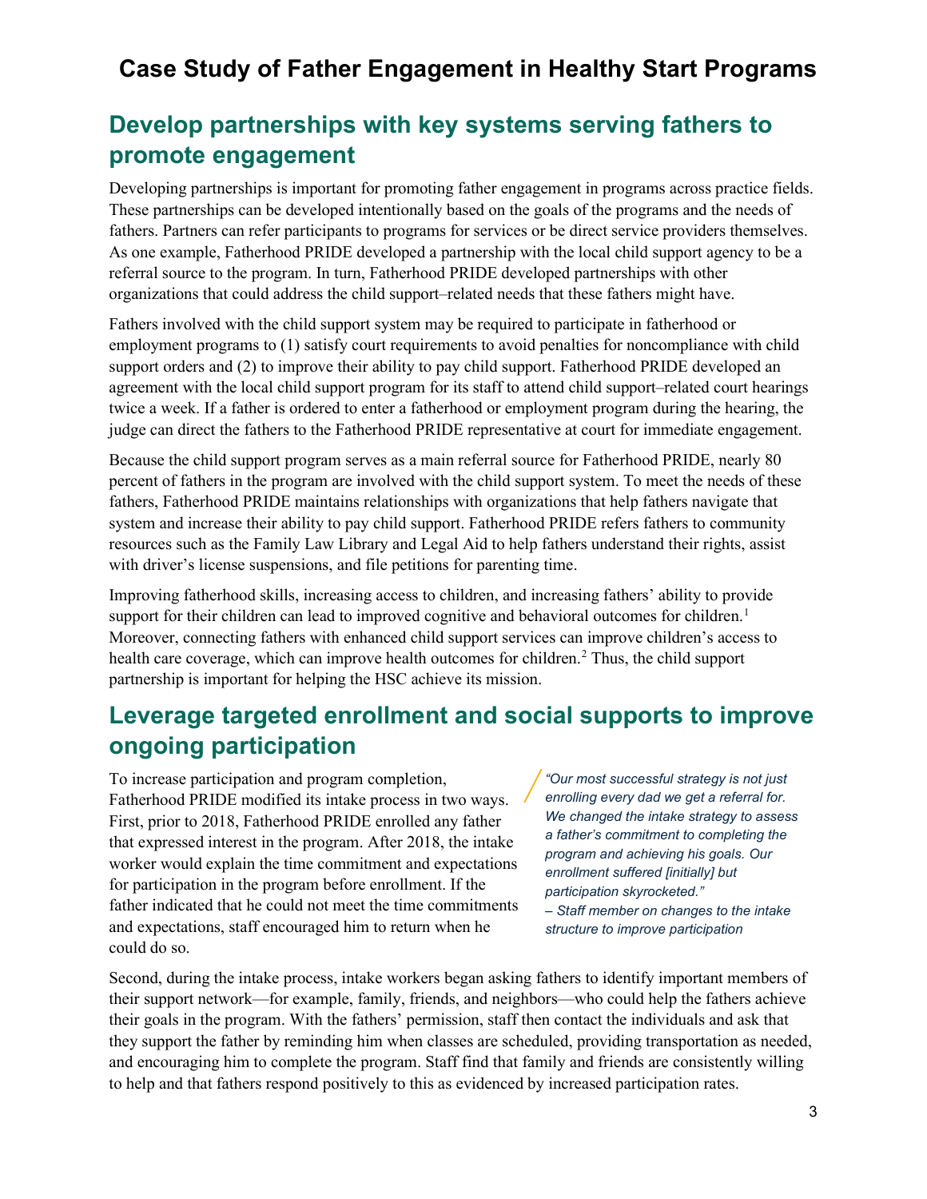# Case Study of Father Engagement in Healthy Start Programs

## Develop partnerships with key systems serving fathers to promote engagement

Developing partnerships is important for promoting father engagement in programs across practice fields. These partnerships can be developed intentionally based on the goals of the programs and the needs of fathers. Partners can refer participants to programs for services or be direct service providers themselves. As one example, Fatherhood PRIDE developed a partnership with the local child support agency to be a referral source to the program. In turn, Fatherhood PRIDE developed partnerships with other organizations that could address the child support–related needs that these fathers might have.

Fathers involved with the child support system may be required to participate in fatherhood or employment programs to (1) satisfy court requirements to avoid penalties for noncompliance with child support orders and (2) to improve their ability to pay child support. Fatherhood PRIDE developed an agreement with the local child support program for its staff to attend child support–related court hearings twice a week. If a father is ordered to enter a fatherhood or employment program during the hearing, the judge can direct the fathers to the Fatherhood PRIDE representative at court for immediate engagement.

Because the child support program serves as a main referral source for Fatherhood PRIDE, nearly 80 percent of fathers in the program are involved with the child support system. To meet the needs of these fathers, Fatherhood PRIDE maintains relationships with organizations that help fathers navigate that system and increase their ability to pay child support. Fatherhood PRIDE refers fathers to community resources such as the Family Law Library and Legal Aid to help fathers understand their rights, assist with driver's license suspensions, and file petitions for parenting time.

Improving fatherhood skills, increasing access to children, and increasing fathers' ability to provide support for their children can lead to improved cognitive and behavioral outcomes for children.[1] Moreover, connecting fathers with enhanced child support services can improve children's access to health care coverage, which can improve health outcomes for children.[2] Thus, the child support partnership is important for helping the HSC achieve its mission.

## Leverage targeted enrollment and social supports to improve ongoing participation

To increase participation and program completion, Fatherhood PRIDE modified its intake process in two ways. First, prior to 2018, Fatherhood PRIDE enrolled any father that expressed interest in the program. After 2018, the intake worker would explain the time commitment and expectations for participation in the program before enrollment. If the father indicated that he could not meet the time commitments and expectations, staff encouraged him to return when he could do so.

> *"Our most successful strategy is not just enrolling every dad we get a referral for. We changed the intake strategy to assess a father's commitment to completing the program and achieving his goals. Our enrollment suffered [initially] but participation skyrocketed."*
> *– Staff member on changes to the intake structure to improve participation*

Second, during the intake process, intake workers began asking fathers to identify important members of their support network—for example, family, friends, and neighbors—who could help the fathers achieve their goals in the program. With the fathers' permission, staff then contact the individuals and ask that they support the father by reminding him when classes are scheduled, providing transportation as needed, and encouraging him to complete the program. Staff find that family and friends are consistently willing to help and that fathers respond positively to this as evidenced by increased participation rates.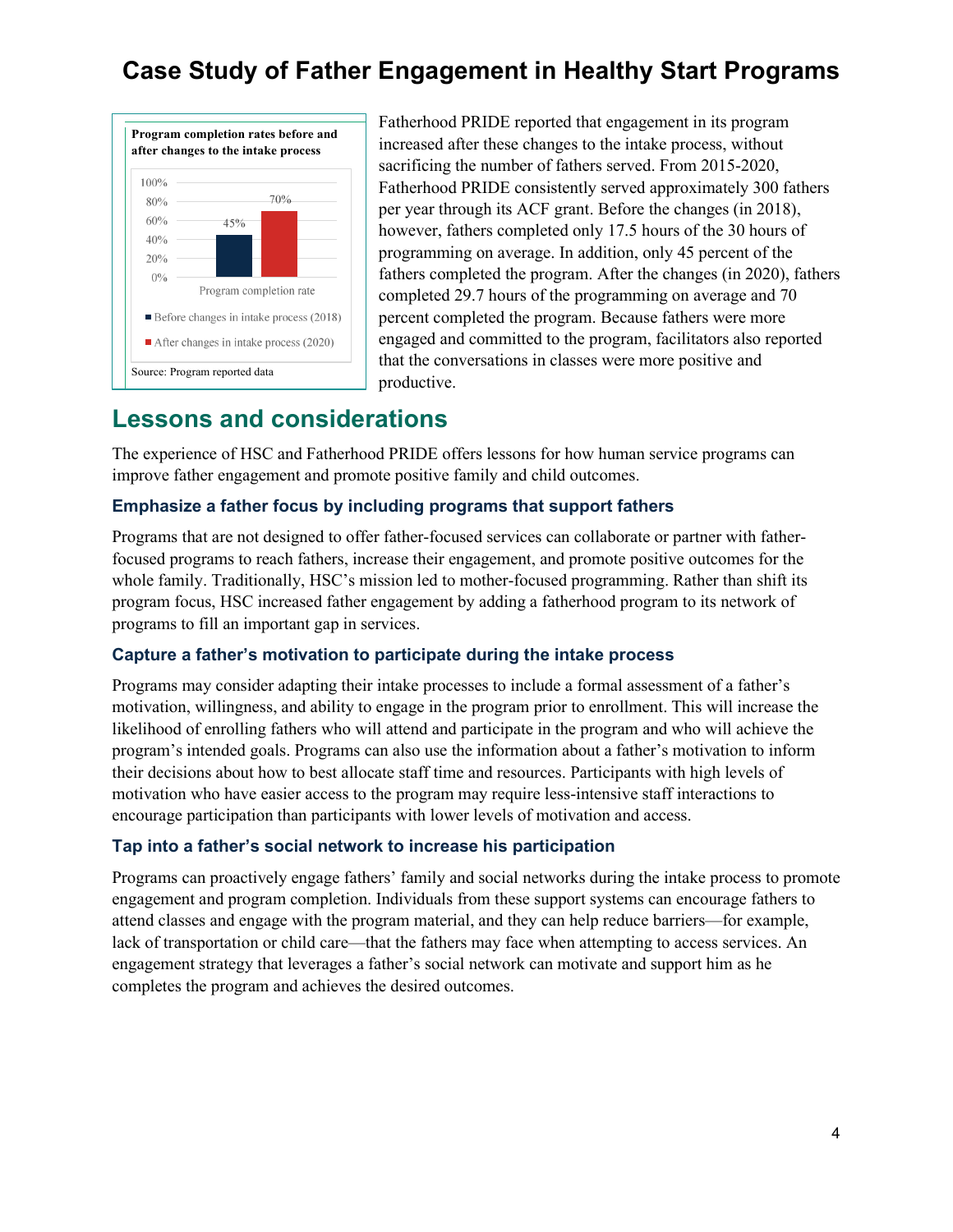# Case Study of Father Engagement in Healthy Start Programs

**Program completion rates before and after changes to the intake process**

| | Program completion rate |
|---|---|
| Before changes in intake process (2018) | 45% |
| After changes in intake process (2020) | 70% |

Source: Program reported data

Fatherhood PRIDE reported that engagement in its program increased after these changes to the intake process, without sacrificing the number of fathers served. From 2015-2020, Fatherhood PRIDE consistently served approximately 300 fathers per year through its ACF grant. Before the changes (in 2018), however, fathers completed only 17.5 hours of the 30 hours of programming on average. In addition, only 45 percent of the fathers completed the program. After the changes (in 2020), fathers completed 29.7 hours of the programming on average and 70 percent completed the program. Because fathers were more engaged and committed to the program, facilitators also reported that the conversations in classes were more positive and productive.

## Lessons and considerations

The experience of HSC and Fatherhood PRIDE offers lessons for how human service programs can improve father engagement and promote positive family and child outcomes.

### Emphasize a father focus by including programs that support fathers

Programs that are not designed to offer father-focused services can collaborate or partner with father-focused programs to reach fathers, increase their engagement, and promote positive outcomes for the whole family. Traditionally, HSC's mission led to mother-focused programming. Rather than shift its program focus, HSC increased father engagement by adding a fatherhood program to its network of programs to fill an important gap in services.

### Capture a father's motivation to participate during the intake process

Programs may consider adapting their intake processes to include a formal assessment of a father's motivation, willingness, and ability to engage in the program prior to enrollment. This will increase the likelihood of enrolling fathers who will attend and participate in the program and who will achieve the program's intended goals. Programs can also use the information about a father's motivation to inform their decisions about how to best allocate staff time and resources. Participants with high levels of motivation who have easier access to the program may require less-intensive staff interactions to encourage participation than participants with lower levels of motivation and access.

### Tap into a father's social network to increase his participation

Programs can proactively engage fathers' family and social networks during the intake process to promote engagement and program completion. Individuals from these support systems can encourage fathers to attend classes and engage with the program material, and they can help reduce barriers—for example, lack of transportation or child care—that the fathers may face when attempting to access services. An engagement strategy that leverages a father's social network can motivate and support him as he completes the program and achieves the desired outcomes.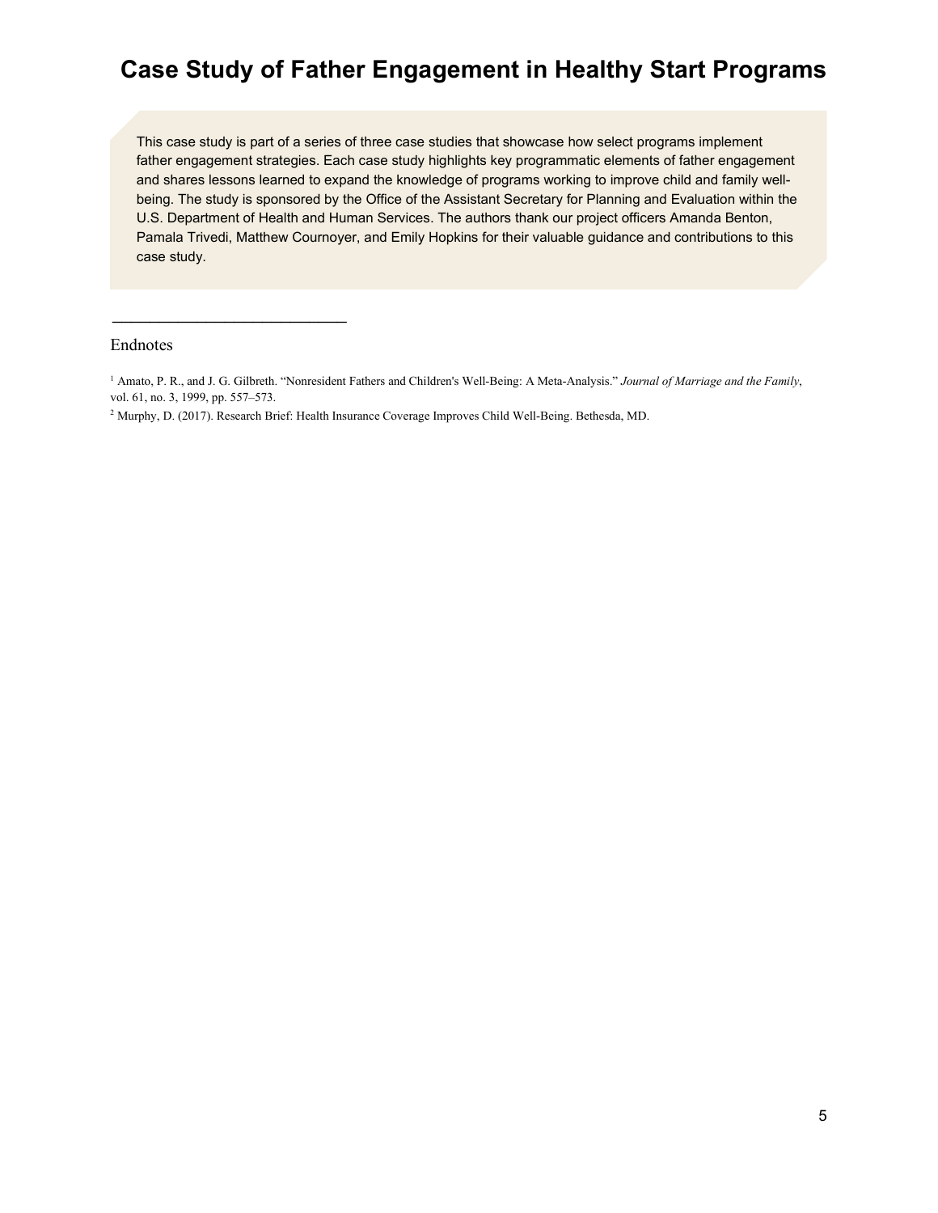# Case Study of Father Engagement in Healthy Start Programs

This case study is part of a series of three case studies that showcase how select programs implement father engagement strategies. Each case study highlights key programmatic elements of father engagement and shares lessons learned to expand the knowledge of programs working to improve child and family well-being. The study is sponsored by the Office of the Assistant Secretary for Planning and Evaluation within the U.S. Department of Health and Human Services. The authors thank our project officers Amanda Benton, Pamala Trivedi, Matthew Cournoyer, and Emily Hopkins for their valuable guidance and contributions to this case study.

---

Endnotes

[1] Amato, P. R., and J. G. Gilbreth. "Nonresident Fathers and Children's Well-Being: A Meta-Analysis." *Journal of Marriage and the Family*, vol. 61, no. 3, 1999, pp. 557–573.

[2] Murphy, D. (2017). Research Brief: Health Insurance Coverage Improves Child Well-Being. Bethesda, MD.